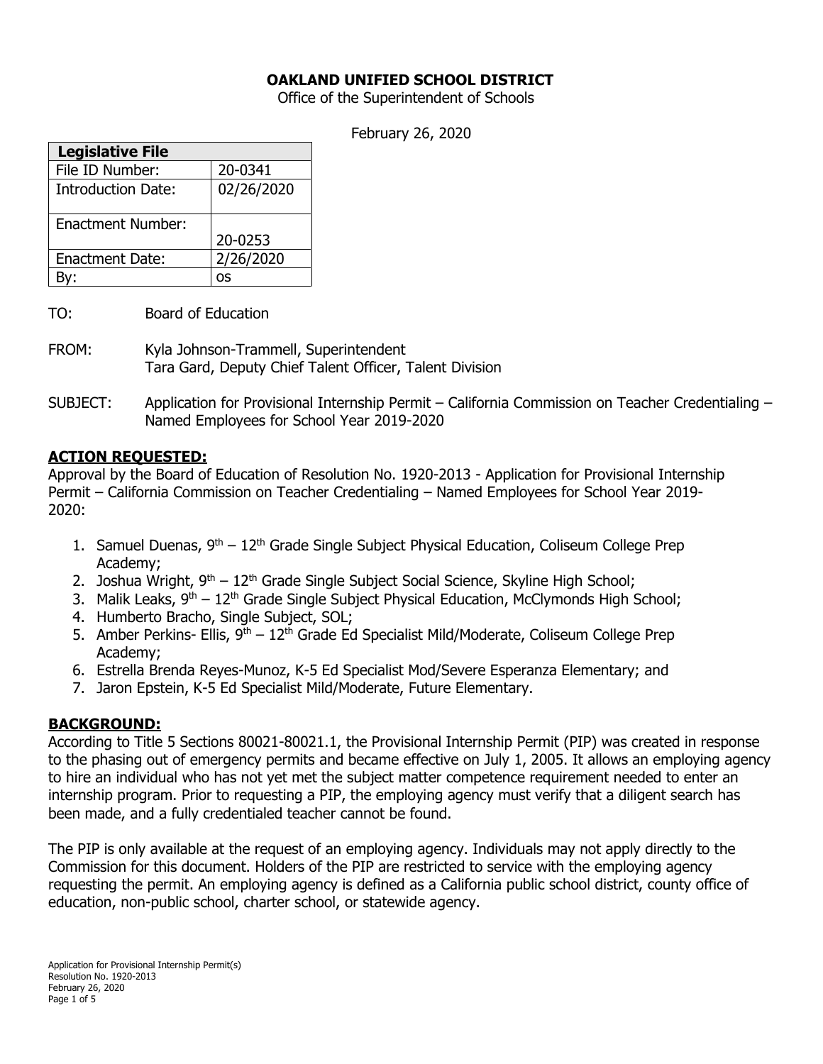**OAKLAND UNIFIED SCHOOL DISTRICT**

Office of the Superintendent of Schools

February 26, 2020

| Legislative File | |
|---|---|
| File ID Number: | 20-0341 |
| Introduction Date: | 02/26/2020 |
| Enactment Number: | 20-0253 |
| Enactment Date: | 2/26/2020 |
| By: | os |

TO: Board of Education

FROM: Kyla Johnson-Trammell, Superintendent
Tara Gard, Deputy Chief Talent Officer, Talent Division

SUBJECT: Application for Provisional Internship Permit – California Commission on Teacher Credentialing – Named Employees for School Year 2019-2020

## ACTION REQUESTED:

Approval by the Board of Education of Resolution No. 1920-2013 - Application for Provisional Internship Permit – California Commission on Teacher Credentialing – Named Employees for School Year 2019-2020:

1. Samuel Duenas, 9th – 12th Grade Single Subject Physical Education, Coliseum College Prep Academy;
2. Joshua Wright, 9th – 12th Grade Single Subject Social Science, Skyline High School;
3. Malik Leaks, 9th – 12th Grade Single Subject Physical Education, McClymonds High School;
4. Humberto Bracho, Single Subject, SOL;
5. Amber Perkins- Ellis, 9th – 12th Grade Ed Specialist Mild/Moderate, Coliseum College Prep Academy;
6. Estrella Brenda Reyes-Munoz, K-5 Ed Specialist Mod/Severe Esperanza Elementary; and
7. Jaron Epstein, K-5 Ed Specialist Mild/Moderate, Future Elementary.

## BACKGROUND:

According to Title 5 Sections 80021-80021.1, the Provisional Internship Permit (PIP) was created in response to the phasing out of emergency permits and became effective on July 1, 2005. It allows an employing agency to hire an individual who has not yet met the subject matter competence requirement needed to enter an internship program. Prior to requesting a PIP, the employing agency must verify that a diligent search has been made, and a fully credentialed teacher cannot be found.

The PIP is only available at the request of an employing agency. Individuals may not apply directly to the Commission for this document. Holders of the PIP are restricted to service with the employing agency requesting the permit. An employing agency is defined as a California public school district, county office of education, non-public school, charter school, or statewide agency.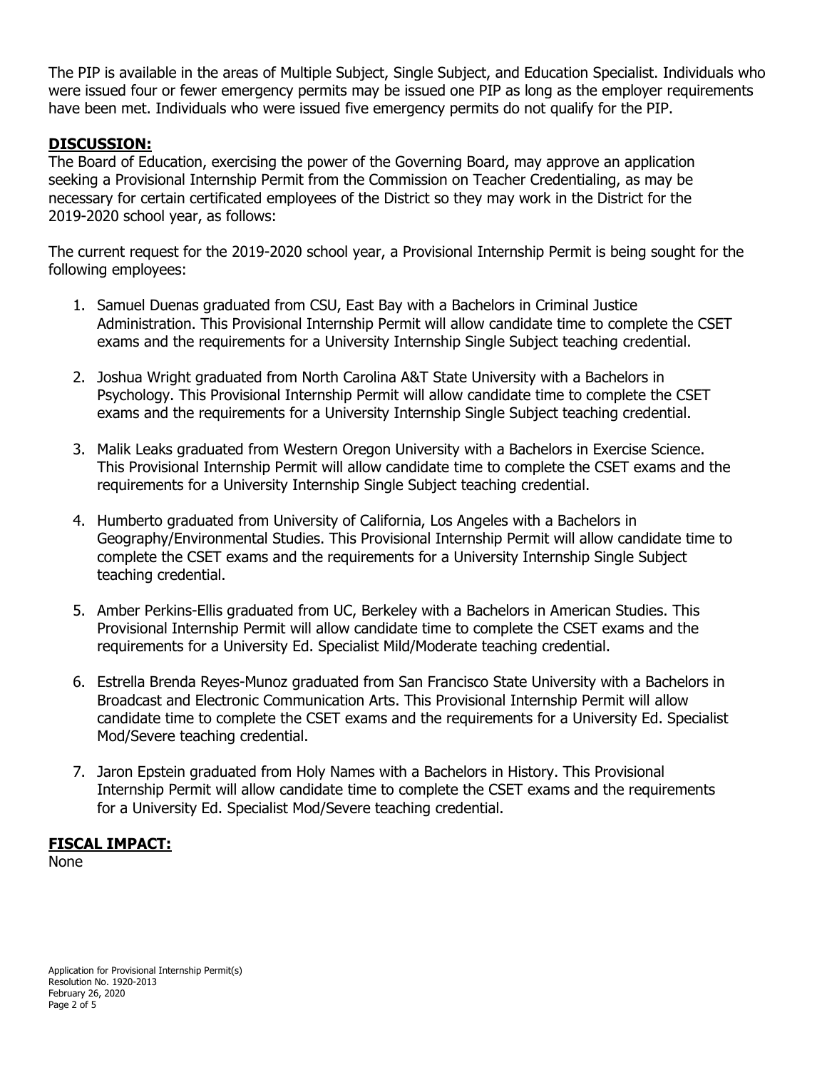The PIP is available in the areas of Multiple Subject, Single Subject, and Education Specialist. Individuals who were issued four or fewer emergency permits may be issued one PIP as long as the employer requirements have been met. Individuals who were issued five emergency permits do not qualify for the PIP.

## DISCUSSION:

The Board of Education, exercising the power of the Governing Board, may approve an application seeking a Provisional Internship Permit from the Commission on Teacher Credentialing, as may be necessary for certain certificated employees of the District so they may work in the District for the 2019-2020 school year, as follows:

The current request for the 2019-2020 school year, a Provisional Internship Permit is being sought for the following employees:

1. Samuel Duenas graduated from CSU, East Bay with a Bachelors in Criminal Justice Administration. This Provisional Internship Permit will allow candidate time to complete the CSET exams and the requirements for a University Internship Single Subject teaching credential.
2. Joshua Wright graduated from North Carolina A&T State University with a Bachelors in Psychology. This Provisional Internship Permit will allow candidate time to complete the CSET exams and the requirements for a University Internship Single Subject teaching credential.
3. Malik Leaks graduated from Western Oregon University with a Bachelors in Exercise Science. This Provisional Internship Permit will allow candidate time to complete the CSET exams and the requirements for a University Internship Single Subject teaching credential.
4. Humberto graduated from University of California, Los Angeles with a Bachelors in Geography/Environmental Studies. This Provisional Internship Permit will allow candidate time to complete the CSET exams and the requirements for a University Internship Single Subject teaching credential.
5. Amber Perkins-Ellis graduated from UC, Berkeley with a Bachelors in American Studies. This Provisional Internship Permit will allow candidate time to complete the CSET exams and the requirements for a University Ed. Specialist Mild/Moderate teaching credential.
6. Estrella Brenda Reyes-Munoz graduated from San Francisco State University with a Bachelors in Broadcast and Electronic Communication Arts. This Provisional Internship Permit will allow candidate time to complete the CSET exams and the requirements for a University Ed. Specialist Mod/Severe teaching credential.
7. Jaron Epstein graduated from Holy Names with a Bachelors in History. This Provisional Internship Permit will allow candidate time to complete the CSET exams and the requirements for a University Ed. Specialist Mod/Severe teaching credential.

## FISCAL IMPACT:

None

Application for Provisional Internship Permit(s)
Resolution No. 1920-2013
February 26, 2020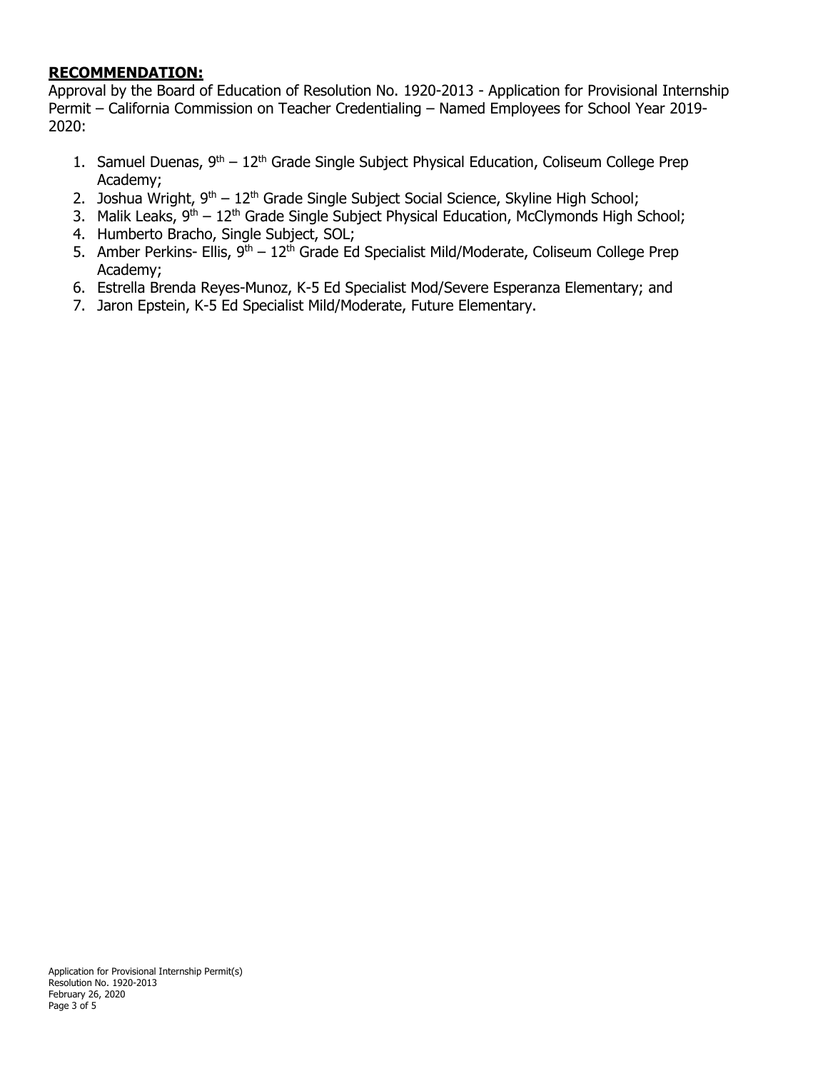## **RECOMMENDATION:**

Approval by the Board of Education of Resolution No. 1920-2013 - Application for Provisional Internship Permit – California Commission on Teacher Credentialing – Named Employees for School Year 2019-2020:

1. Samuel Duenas, 9th – 12th Grade Single Subject Physical Education, Coliseum College Prep Academy;
2. Joshua Wright, 9th – 12th Grade Single Subject Social Science, Skyline High School;
3. Malik Leaks, 9th – 12th Grade Single Subject Physical Education, McClymonds High School;
4. Humberto Bracho, Single Subject, SOL;
5. Amber Perkins- Ellis, 9th – 12th Grade Ed Specialist Mild/Moderate, Coliseum College Prep Academy;
6. Estrella Brenda Reyes-Munoz, K-5 Ed Specialist Mod/Severe Esperanza Elementary; and
7. Jaron Epstein, K-5 Ed Specialist Mild/Moderate, Future Elementary.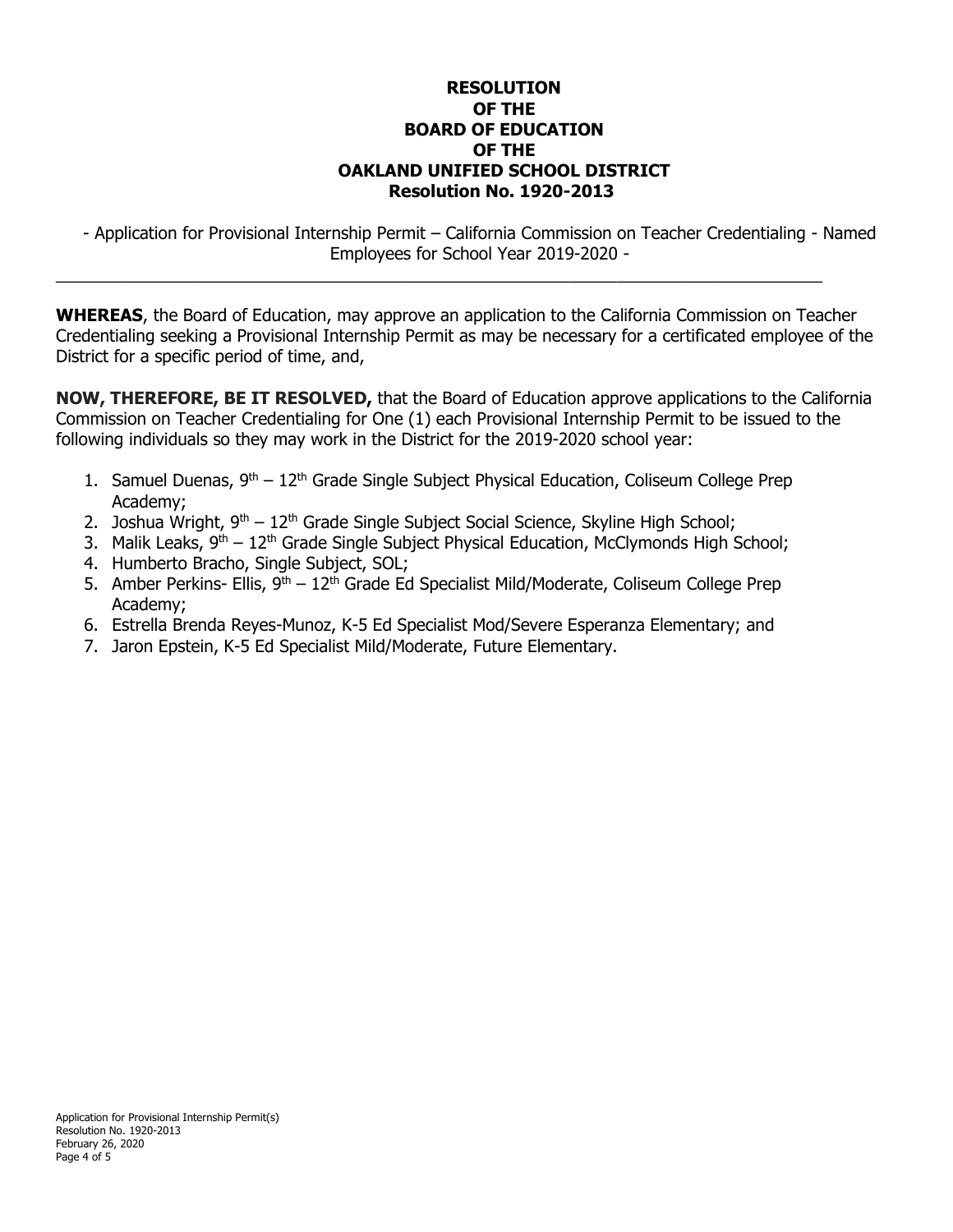# RESOLUTION
# OF THE
# BOARD OF EDUCATION
# OF THE
# OAKLAND UNIFIED SCHOOL DISTRICT
# Resolution No. 1920-2013

- Application for Provisional Internship Permit – California Commission on Teacher Credentialing - Named Employees for School Year 2019-2020 -

---

**WHEREAS**, the Board of Education, may approve an application to the California Commission on Teacher Credentialing seeking a Provisional Internship Permit as may be necessary for a certificated employee of the District for a specific period of time, and,

**NOW, THEREFORE, BE IT RESOLVED,** that the Board of Education approve applications to the California Commission on Teacher Credentialing for One (1) each Provisional Internship Permit to be issued to the following individuals so they may work in the District for the 2019-2020 school year:

1. Samuel Duenas, 9th – 12th Grade Single Subject Physical Education, Coliseum College Prep Academy;
2. Joshua Wright, 9th – 12th Grade Single Subject Social Science, Skyline High School;
3. Malik Leaks, 9th – 12th Grade Single Subject Physical Education, McClymonds High School;
4. Humberto Bracho, Single Subject, SOL;
5. Amber Perkins- Ellis, 9th – 12th Grade Ed Specialist Mild/Moderate, Coliseum College Prep Academy;
6. Estrella Brenda Reyes-Munoz, K-5 Ed Specialist Mod/Severe Esperanza Elementary; and
7. Jaron Epstein, K-5 Ed Specialist Mild/Moderate, Future Elementary.

Application for Provisional Internship Permit(s)
Resolution No. 1920-2013
February 26, 2020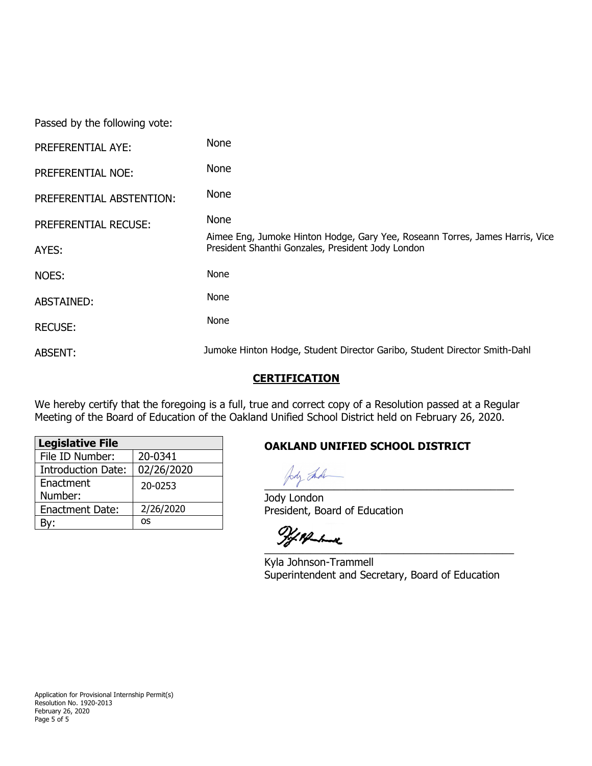Passed by the following vote:

PREFERENTIAL AYE: None

PREFERENTIAL NOE: None

PREFERENTIAL ABSTENTION: None

PREFERENTIAL RECUSE: None

AYES: Aimee Eng, Jumoke Hinton Hodge, Gary Yee, Roseann Torres, James Harris, Vice President Shanthi Gonzales, President Jody London

NOES: None

ABSTAINED: None

RECUSE: None

ABSENT: Jumoke Hinton Hodge, Student Director Garibo, Student Director Smith-Dahl

## CERTIFICATION

We hereby certify that the foregoing is a full, true and correct copy of a Resolution passed at a Regular Meeting of the Board of Education of the Oakland Unified School District held on February 26, 2020.

| Legislative File | |
|---|---|
| File ID Number: | 20-0341 |
| Introduction Date: | 02/26/2020 |
| Enactment Number: | 20-0253 |
| Enactment Date: | 2/26/2020 |
| By: | os |

**OAKLAND UNIFIED SCHOOL DISTRICT**

\_\_\_\_\_\_\_\_\_\_\_\_\_\_\_\_\_\_\_\_\_\_\_\_\_\_\_\_\_\_\_\_\_\_\_\_\_\_\_\_
Jody London
President, Board of Education

\_\_\_\_\_\_\_\_\_\_\_\_\_\_\_\_\_\_\_\_\_\_\_\_\_\_\_\_\_\_\_\_\_\_\_\_\_\_\_\_
Kyla Johnson-Trammell
Superintendent and Secretary, Board of Education

Application for Provisional Internship Permit(s)
Resolution No. 1920-2013
February 26, 2020